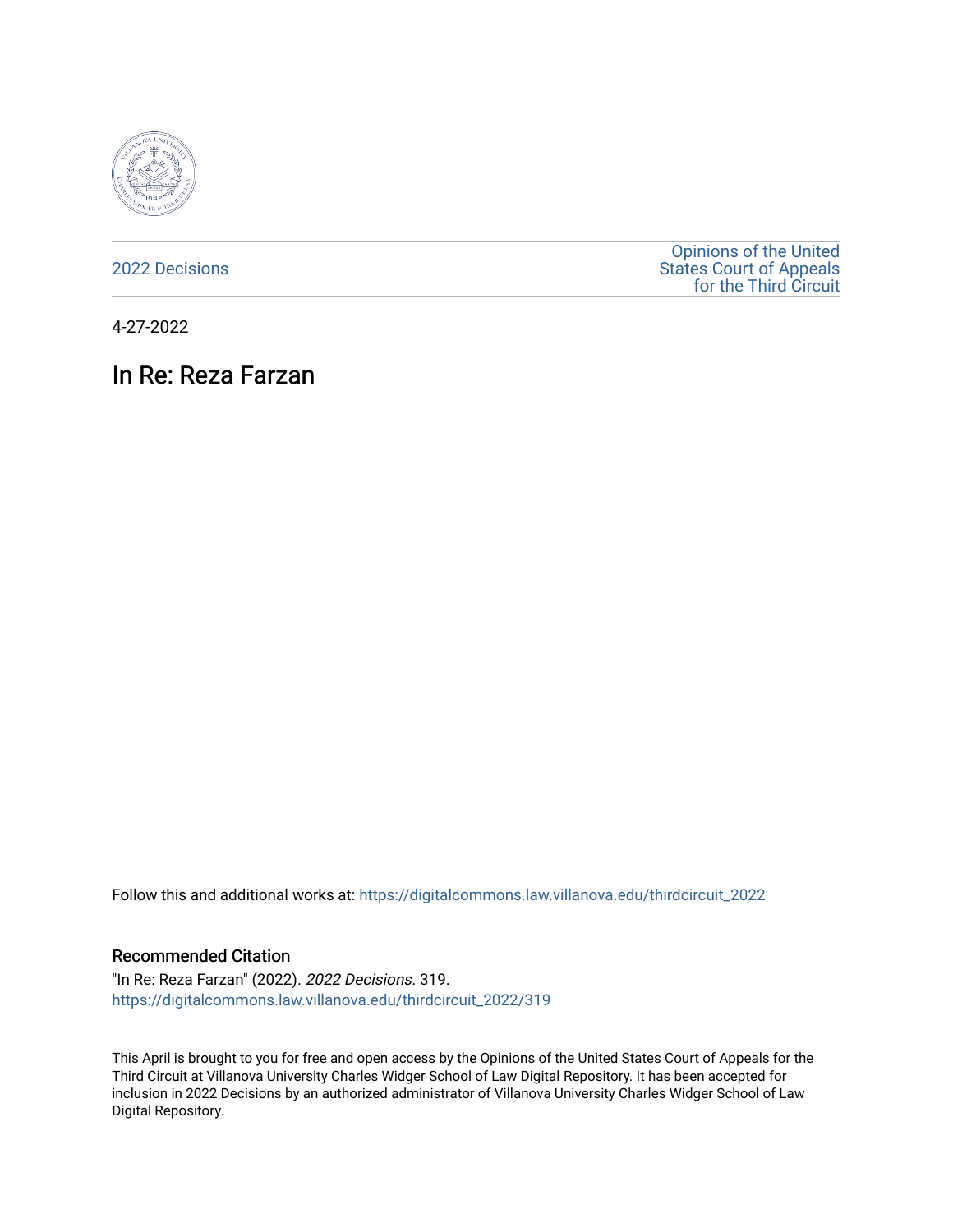2022 Decisions

Opinions of the United States Court of Appeals for the Third Circuit

4-27-2022

# In Re: Reza Farzan

Follow this and additional works at: https://digitalcommons.law.villanova.edu/thirdcircuit_2022

## Recommended Citation

"In Re: Reza Farzan" (2022). *2022 Decisions*. 319.
https://digitalcommons.law.villanova.edu/thirdcircuit_2022/319

This April is brought to you for free and open access by the Opinions of the United States Court of Appeals for the Third Circuit at Villanova University Charles Widger School of Law Digital Repository. It has been accepted for inclusion in 2022 Decisions by an authorized administrator of Villanova University Charles Widger School of Law Digital Repository.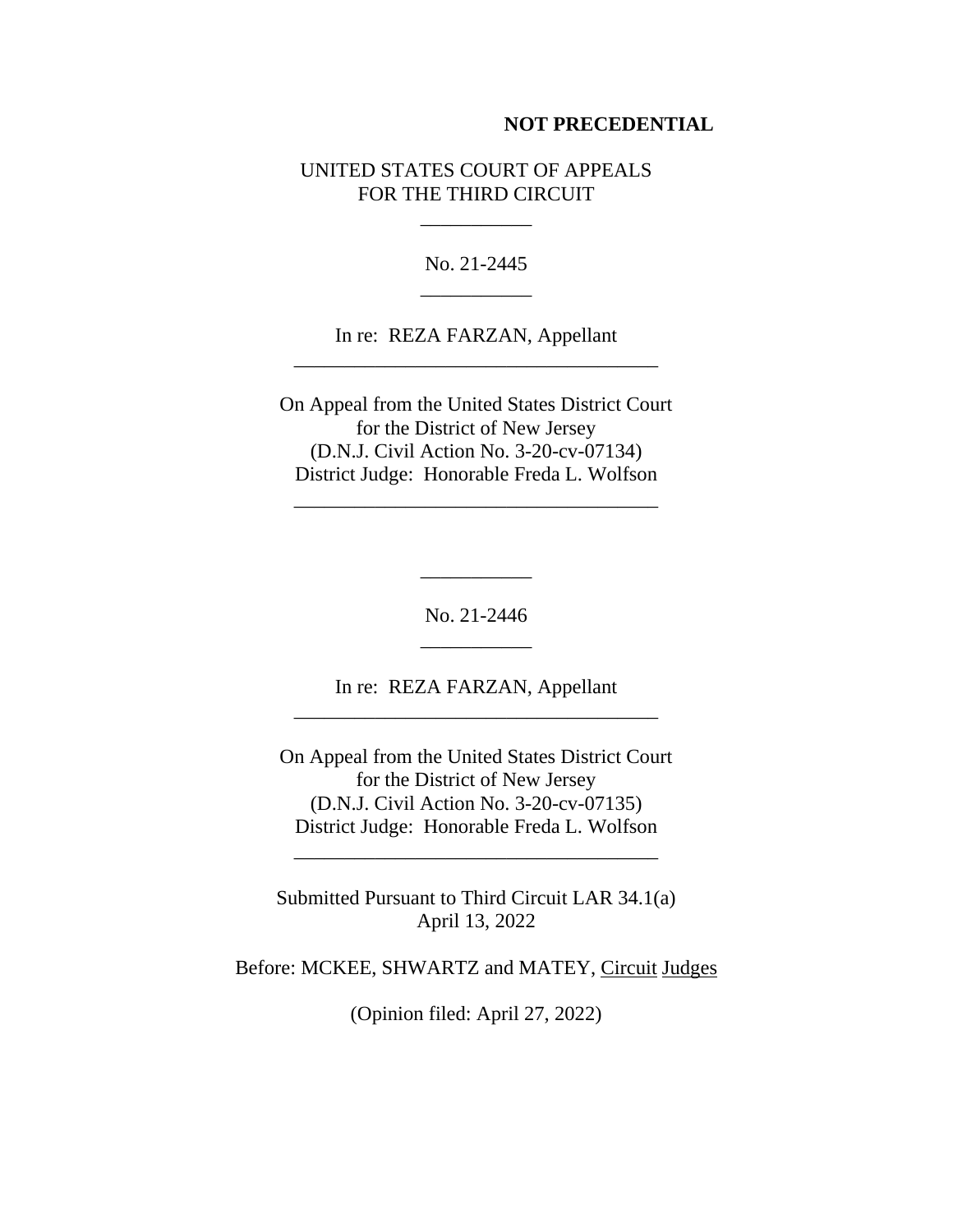**NOT PRECEDENTIAL**

UNITED STATES COURT OF APPEALS
FOR THE THIRD CIRCUIT

\_\_\_\_\_\_\_\_\_\_\_

No. 21-2445

\_\_\_\_\_\_\_\_\_\_\_

In re: REZA FARZAN, Appellant

\_\_\_\_\_\_\_\_\_\_\_\_\_\_\_\_\_\_\_\_\_\_\_\_\_\_\_\_\_\_\_\_\_\_\_\_

On Appeal from the United States District Court
for the District of New Jersey
(D.N.J. Civil Action No. 3-20-cv-07134)
District Judge: Honorable Freda L. Wolfson

\_\_\_\_\_\_\_\_\_\_\_\_\_\_\_\_\_\_\_\_\_\_\_\_\_\_\_\_\_\_\_\_\_\_\_\_

\_\_\_\_\_\_\_\_\_\_\_

No. 21-2446

\_\_\_\_\_\_\_\_\_\_\_

In re: REZA FARZAN, Appellant

\_\_\_\_\_\_\_\_\_\_\_\_\_\_\_\_\_\_\_\_\_\_\_\_\_\_\_\_\_\_\_\_\_\_\_\_

On Appeal from the United States District Court
for the District of New Jersey
(D.N.J. Civil Action No. 3-20-cv-07135)
District Judge: Honorable Freda L. Wolfson

\_\_\_\_\_\_\_\_\_\_\_\_\_\_\_\_\_\_\_\_\_\_\_\_\_\_\_\_\_\_\_\_\_\_\_\_

Submitted Pursuant to Third Circuit LAR 34.1(a)
April 13, 2022

Before: MCKEE, SHWARTZ and MATEY, Circuit Judges

(Opinion filed: April 27, 2022)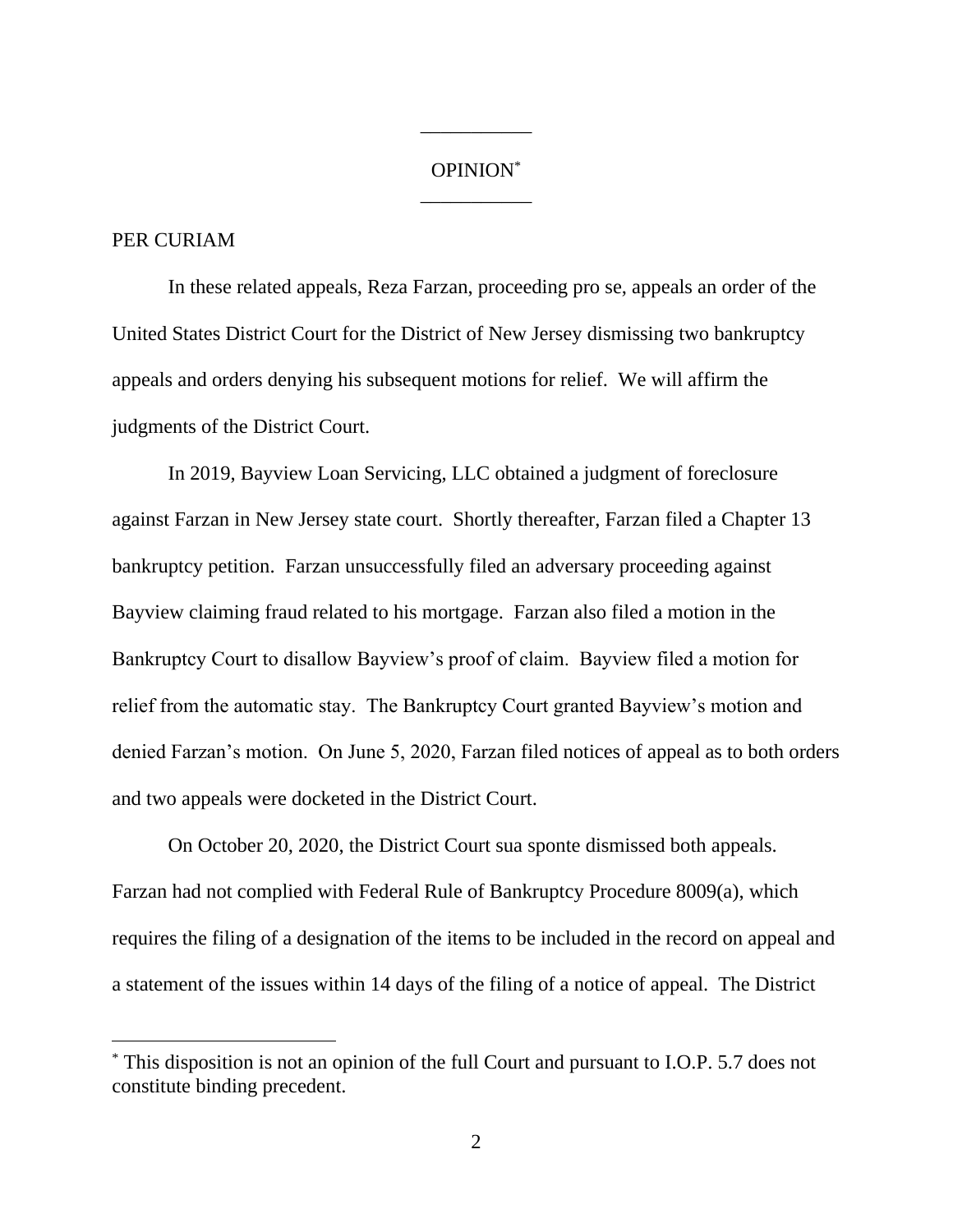___________

OPINION*

___________

PER CURIAM

In these related appeals, Reza Farzan, proceeding pro se, appeals an order of the United States District Court for the District of New Jersey dismissing two bankruptcy appeals and orders denying his subsequent motions for relief. We will affirm the judgments of the District Court.

In 2019, Bayview Loan Servicing, LLC obtained a judgment of foreclosure against Farzan in New Jersey state court. Shortly thereafter, Farzan filed a Chapter 13 bankruptcy petition. Farzan unsuccessfully filed an adversary proceeding against Bayview claiming fraud related to his mortgage. Farzan also filed a motion in the Bankruptcy Court to disallow Bayview's proof of claim. Bayview filed a motion for relief from the automatic stay. The Bankruptcy Court granted Bayview's motion and denied Farzan's motion. On June 5, 2020, Farzan filed notices of appeal as to both orders and two appeals were docketed in the District Court.

On October 20, 2020, the District Court sua sponte dismissed both appeals. Farzan had not complied with Federal Rule of Bankruptcy Procedure 8009(a), which requires the filing of a designation of the items to be included in the record on appeal and a statement of the issues within 14 days of the filing of a notice of appeal. The District

---

* This disposition is not an opinion of the full Court and pursuant to I.O.P. 5.7 does not constitute binding precedent.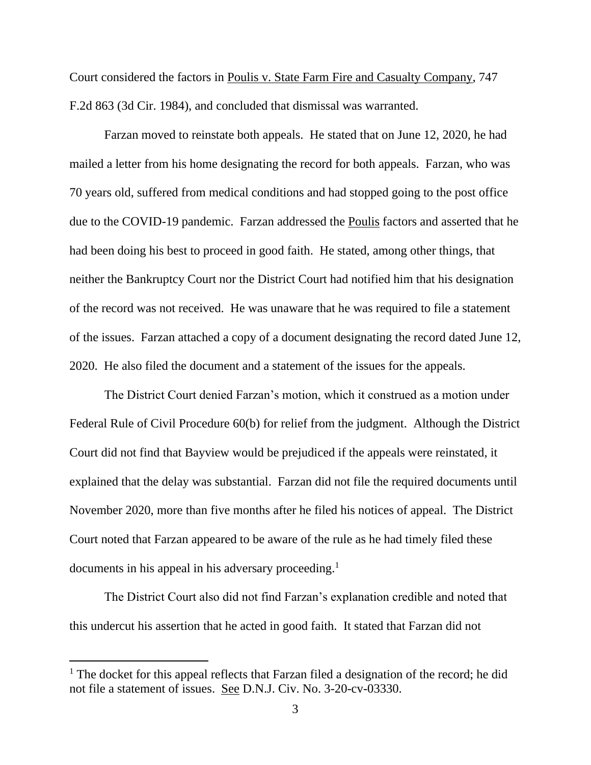Court considered the factors in Poulis v. State Farm Fire and Casualty Company, 747 F.2d 863 (3d Cir. 1984), and concluded that dismissal was warranted.

Farzan moved to reinstate both appeals. He stated that on June 12, 2020, he had mailed a letter from his home designating the record for both appeals. Farzan, who was 70 years old, suffered from medical conditions and had stopped going to the post office due to the COVID-19 pandemic. Farzan addressed the Poulis factors and asserted that he had been doing his best to proceed in good faith. He stated, among other things, that neither the Bankruptcy Court nor the District Court had notified him that his designation of the record was not received. He was unaware that he was required to file a statement of the issues. Farzan attached a copy of a document designating the record dated June 12, 2020. He also filed the document and a statement of the issues for the appeals.

The District Court denied Farzan's motion, which it construed as a motion under Federal Rule of Civil Procedure 60(b) for relief from the judgment. Although the District Court did not find that Bayview would be prejudiced if the appeals were reinstated, it explained that the delay was substantial. Farzan did not file the required documents until November 2020, more than five months after he filed his notices of appeal. The District Court noted that Farzan appeared to be aware of the rule as he had timely filed these documents in his appeal in his adversary proceeding.[1]

The District Court also did not find Farzan's explanation credible and noted that this undercut his assertion that he acted in good faith. It stated that Farzan did not

[1] The docket for this appeal reflects that Farzan filed a designation of the record; he did not file a statement of issues. See D.N.J. Civ. No. 3-20-cv-03330.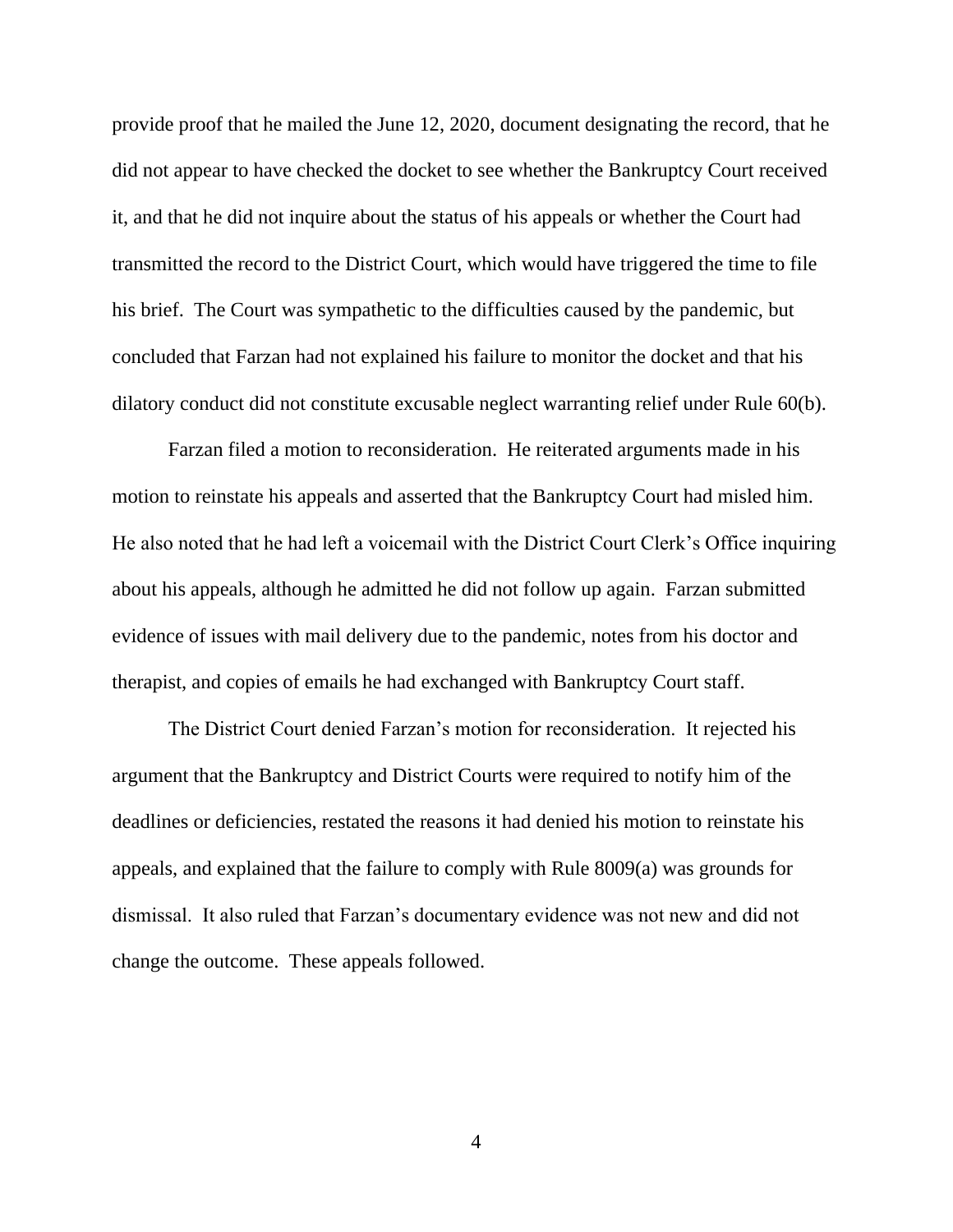provide proof that he mailed the June 12, 2020, document designating the record, that he did not appear to have checked the docket to see whether the Bankruptcy Court received it, and that he did not inquire about the status of his appeals or whether the Court had transmitted the record to the District Court, which would have triggered the time to file his brief. The Court was sympathetic to the difficulties caused by the pandemic, but concluded that Farzan had not explained his failure to monitor the docket and that his dilatory conduct did not constitute excusable neglect warranting relief under Rule 60(b).

Farzan filed a motion to reconsideration. He reiterated arguments made in his motion to reinstate his appeals and asserted that the Bankruptcy Court had misled him. He also noted that he had left a voicemail with the District Court Clerk's Office inquiring about his appeals, although he admitted he did not follow up again. Farzan submitted evidence of issues with mail delivery due to the pandemic, notes from his doctor and therapist, and copies of emails he had exchanged with Bankruptcy Court staff.

The District Court denied Farzan's motion for reconsideration. It rejected his argument that the Bankruptcy and District Courts were required to notify him of the deadlines or deficiencies, restated the reasons it had denied his motion to reinstate his appeals, and explained that the failure to comply with Rule 8009(a) was grounds for dismissal. It also ruled that Farzan's documentary evidence was not new and did not change the outcome. These appeals followed.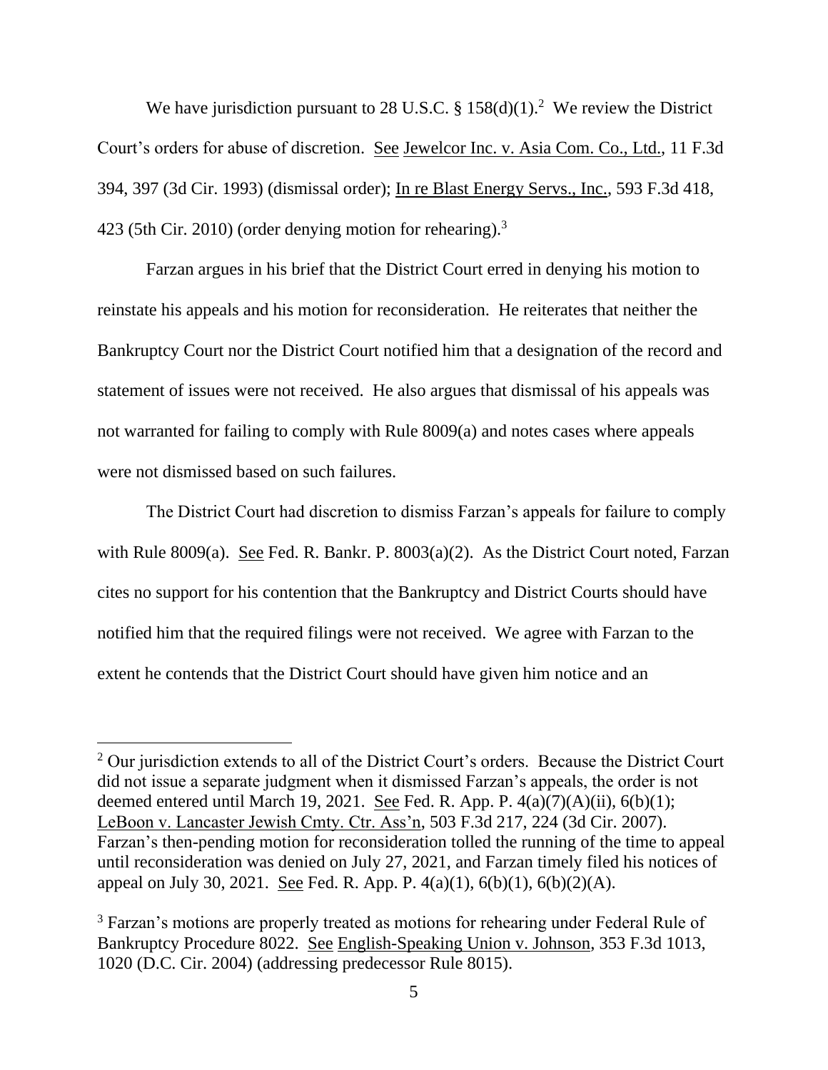We have jurisdiction pursuant to 28 U.S.C. § 158(d)(1).[2] We review the District Court's orders for abuse of discretion. See Jewelcor Inc. v. Asia Com. Co., Ltd., 11 F.3d 394, 397 (3d Cir. 1993) (dismissal order); In re Blast Energy Servs., Inc., 593 F.3d 418, 423 (5th Cir. 2010) (order denying motion for rehearing).[3]

Farzan argues in his brief that the District Court erred in denying his motion to reinstate his appeals and his motion for reconsideration. He reiterates that neither the Bankruptcy Court nor the District Court notified him that a designation of the record and statement of issues were not received. He also argues that dismissal of his appeals was not warranted for failing to comply with Rule 8009(a) and notes cases where appeals were not dismissed based on such failures.

The District Court had discretion to dismiss Farzan's appeals for failure to comply with Rule 8009(a). See Fed. R. Bankr. P. 8003(a)(2). As the District Court noted, Farzan cites no support for his contention that the Bankruptcy and District Courts should have notified him that the required filings were not received. We agree with Farzan to the extent he contends that the District Court should have given him notice and an

---

[2] Our jurisdiction extends to all of the District Court's orders. Because the District Court did not issue a separate judgment when it dismissed Farzan's appeals, the order is not deemed entered until March 19, 2021. See Fed. R. App. P. 4(a)(7)(A)(ii), 6(b)(1); LeBoon v. Lancaster Jewish Cmty. Ctr. Ass'n, 503 F.3d 217, 224 (3d Cir. 2007). Farzan's then-pending motion for reconsideration tolled the running of the time to appeal until reconsideration was denied on July 27, 2021, and Farzan timely filed his notices of appeal on July 30, 2021. See Fed. R. App. P. 4(a)(1), 6(b)(1), 6(b)(2)(A).

[3] Farzan's motions are properly treated as motions for rehearing under Federal Rule of Bankruptcy Procedure 8022. See English-Speaking Union v. Johnson, 353 F.3d 1013, 1020 (D.C. Cir. 2004) (addressing predecessor Rule 8015).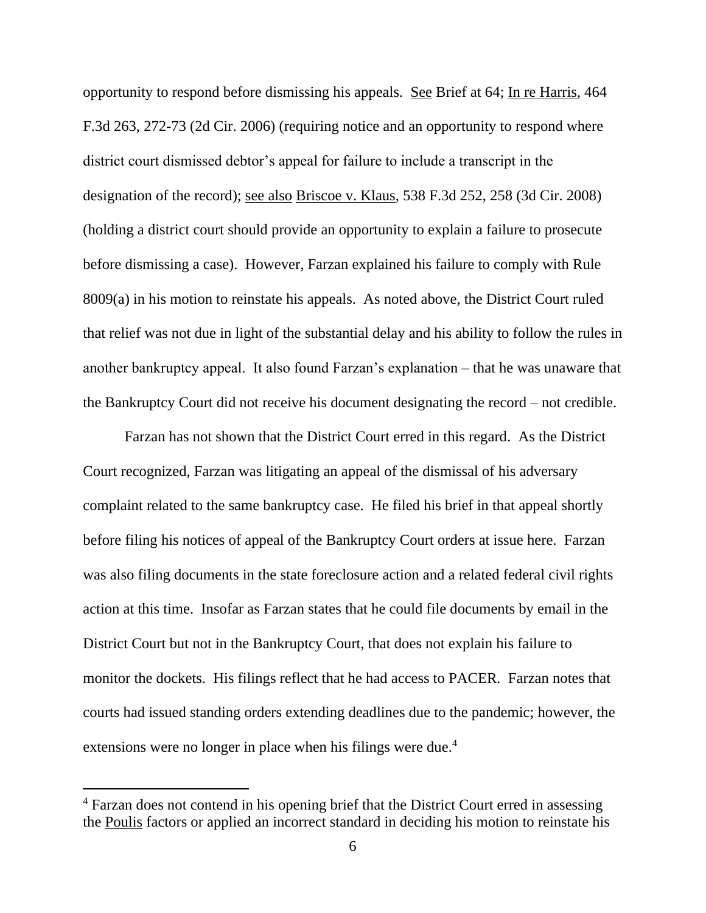opportunity to respond before dismissing his appeals. See Brief at 64; In re Harris, 464 F.3d 263, 272-73 (2d Cir. 2006) (requiring notice and an opportunity to respond where district court dismissed debtor's appeal for failure to include a transcript in the designation of the record); see also Briscoe v. Klaus, 538 F.3d 252, 258 (3d Cir. 2008) (holding a district court should provide an opportunity to explain a failure to prosecute before dismissing a case). However, Farzan explained his failure to comply with Rule 8009(a) in his motion to reinstate his appeals. As noted above, the District Court ruled that relief was not due in light of the substantial delay and his ability to follow the rules in another bankruptcy appeal. It also found Farzan's explanation – that he was unaware that the Bankruptcy Court did not receive his document designating the record – not credible.

Farzan has not shown that the District Court erred in this regard. As the District Court recognized, Farzan was litigating an appeal of the dismissal of his adversary complaint related to the same bankruptcy case. He filed his brief in that appeal shortly before filing his notices of appeal of the Bankruptcy Court orders at issue here. Farzan was also filing documents in the state foreclosure action and a related federal civil rights action at this time. Insofar as Farzan states that he could file documents by email in the District Court but not in the Bankruptcy Court, that does not explain his failure to monitor the dockets. His filings reflect that he had access to PACER. Farzan notes that courts had issued standing orders extending deadlines due to the pandemic; however, the extensions were no longer in place when his filings were due.[4]

[4] Farzan does not contend in his opening brief that the District Court erred in assessing the Poulis factors or applied an incorrect standard in deciding his motion to reinstate his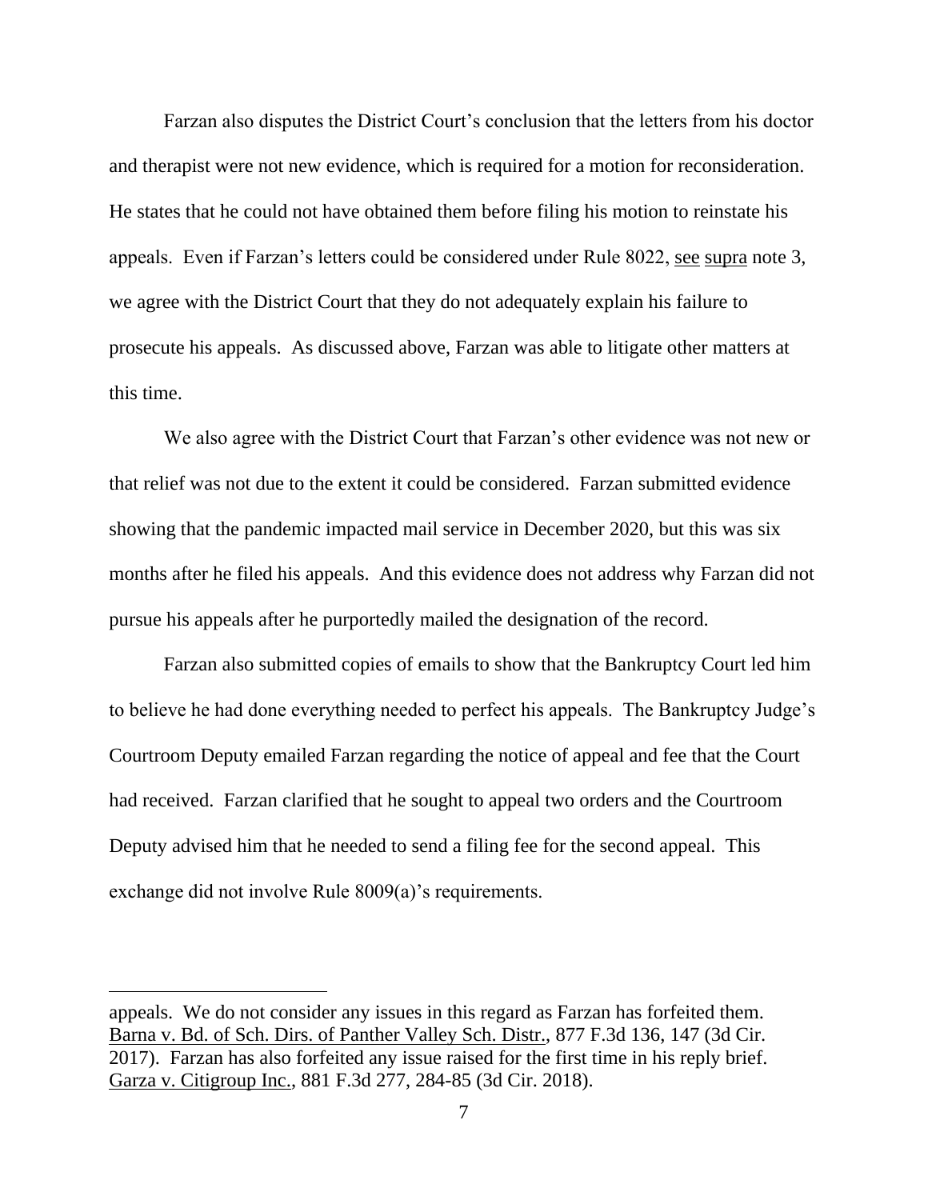Farzan also disputes the District Court's conclusion that the letters from his doctor and therapist were not new evidence, which is required for a motion for reconsideration. He states that he could not have obtained them before filing his motion to reinstate his appeals. Even if Farzan's letters could be considered under Rule 8022, see supra note 3, we agree with the District Court that they do not adequately explain his failure to prosecute his appeals. As discussed above, Farzan was able to litigate other matters at this time.

We also agree with the District Court that Farzan's other evidence was not new or that relief was not due to the extent it could be considered. Farzan submitted evidence showing that the pandemic impacted mail service in December 2020, but this was six months after he filed his appeals. And this evidence does not address why Farzan did not pursue his appeals after he purportedly mailed the designation of the record.

Farzan also submitted copies of emails to show that the Bankruptcy Court led him to believe he had done everything needed to perfect his appeals. The Bankruptcy Judge's Courtroom Deputy emailed Farzan regarding the notice of appeal and fee that the Court had received. Farzan clarified that he sought to appeal two orders and the Courtroom Deputy advised him that he needed to send a filing fee for the second appeal. This exchange did not involve Rule 8009(a)'s requirements.

---

appeals. We do not consider any issues in this regard as Farzan has forfeited them. Barna v. Bd. of Sch. Dirs. of Panther Valley Sch. Distr., 877 F.3d 136, 147 (3d Cir. 2017). Farzan has also forfeited any issue raised for the first time in his reply brief. Garza v. Citigroup Inc., 881 F.3d 277, 284-85 (3d Cir. 2018).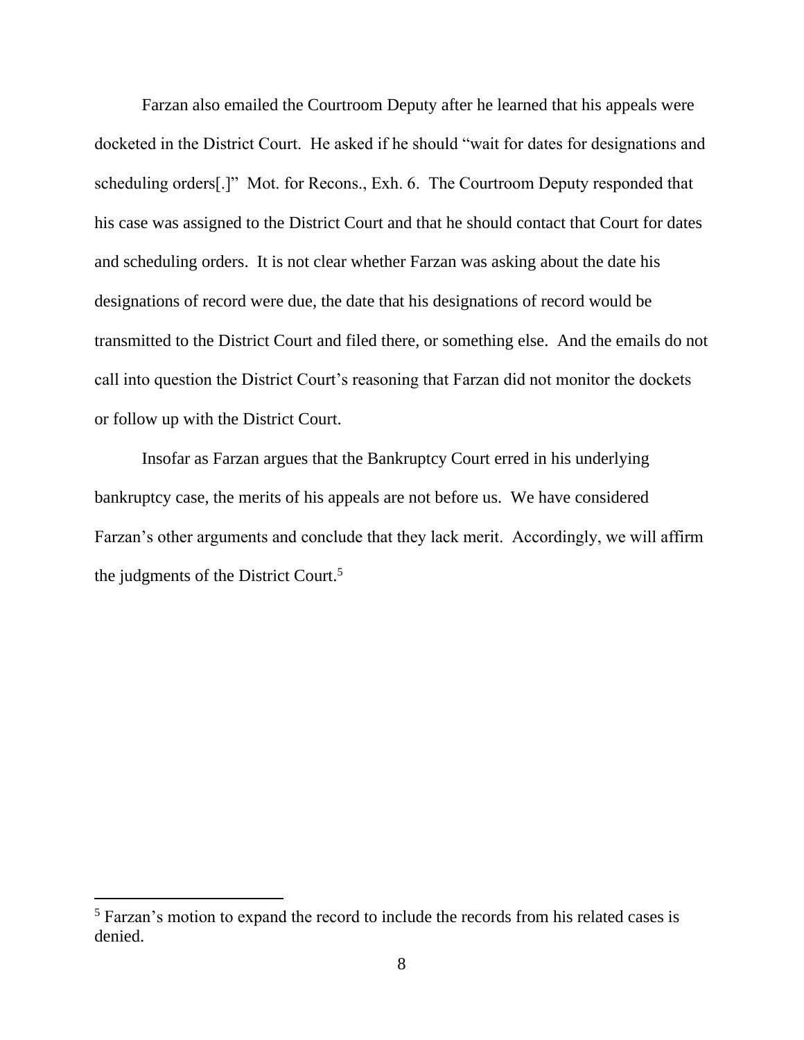Farzan also emailed the Courtroom Deputy after he learned that his appeals were docketed in the District Court. He asked if he should "wait for dates for designations and scheduling orders[.]" Mot. for Recons., Exh. 6. The Courtroom Deputy responded that his case was assigned to the District Court and that he should contact that Court for dates and scheduling orders. It is not clear whether Farzan was asking about the date his designations of record were due, the date that his designations of record would be transmitted to the District Court and filed there, or something else. And the emails do not call into question the District Court's reasoning that Farzan did not monitor the dockets or follow up with the District Court.

Insofar as Farzan argues that the Bankruptcy Court erred in his underlying bankruptcy case, the merits of his appeals are not before us. We have considered Farzan's other arguments and conclude that they lack merit. Accordingly, we will affirm the judgments of the District Court.[5]

---

[5] Farzan's motion to expand the record to include the records from his related cases is denied.